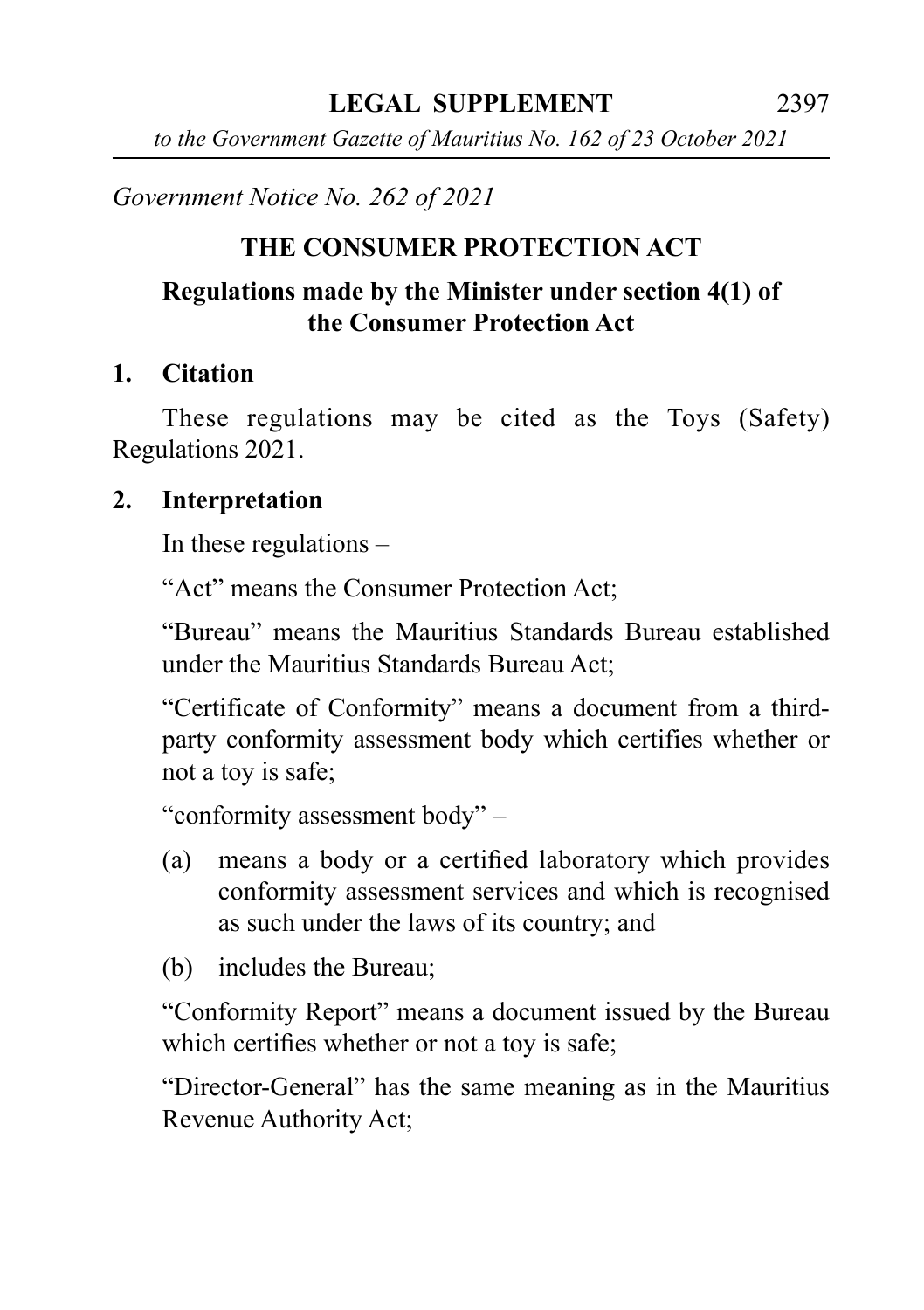*Government Notice No. 262 of 2021*

## THE CONSUMER PROTECTION ACT

### Regulations made by the Minister under section 4(1) of the Consumer Protection Act

**1. Citation**

These regulations may be cited as the Toys (Safety) Regulations 2021.

**2. Interpretation**

In these regulations –

"Act" means the Consumer Protection Act;

"Bureau" means the Mauritius Standards Bureau established under the Mauritius Standards Bureau Act;

"Certificate of Conformity" means a document from a third-party conformity assessment body which certifies whether or not a toy is safe;

"conformity assessment body" –

(a) means a body or a certified laboratory which provides conformity assessment services and which is recognised as such under the laws of its country; and

(b) includes the Bureau;

"Conformity Report" means a document issued by the Bureau which certifies whether or not a toy is safe;

"Director-General" has the same meaning as in the Mauritius Revenue Authority Act;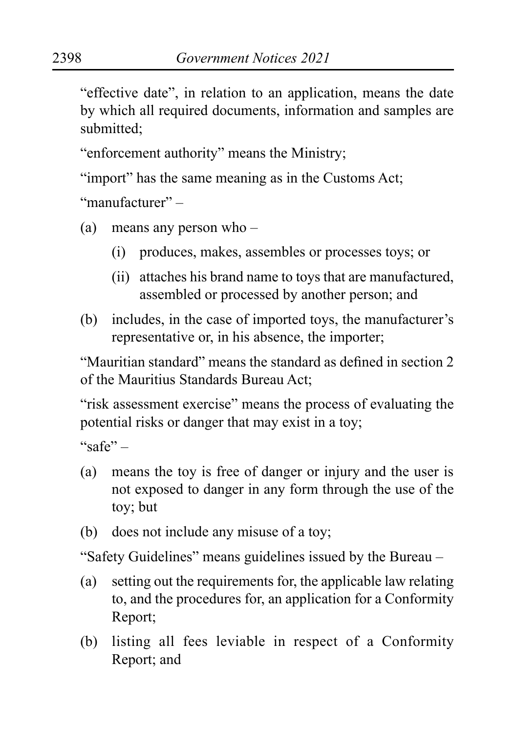"effective date", in relation to an application, means the date by which all required documents, information and samples are submitted;

"enforcement authority" means the Ministry;

"import" has the same meaning as in the Customs Act;

"manufacturer" –

- (a) means any person who –
  - (i) produces, makes, assembles or processes toys; or
  - (ii) attaches his brand name to toys that are manufactured, assembled or processed by another person; and
- (b) includes, in the case of imported toys, the manufacturer's representative or, in his absence, the importer;

"Mauritian standard" means the standard as defined in section 2 of the Mauritius Standards Bureau Act;

"risk assessment exercise" means the process of evaluating the potential risks or danger that may exist in a toy;

"safe" –

- (a) means the toy is free of danger or injury and the user is not exposed to danger in any form through the use of the toy; but
- (b) does not include any misuse of a toy;

"Safety Guidelines" means guidelines issued by the Bureau –

- (a) setting out the requirements for, the applicable law relating to, and the procedures for, an application for a Conformity Report;
- (b) listing all fees leviable in respect of a Conformity Report; and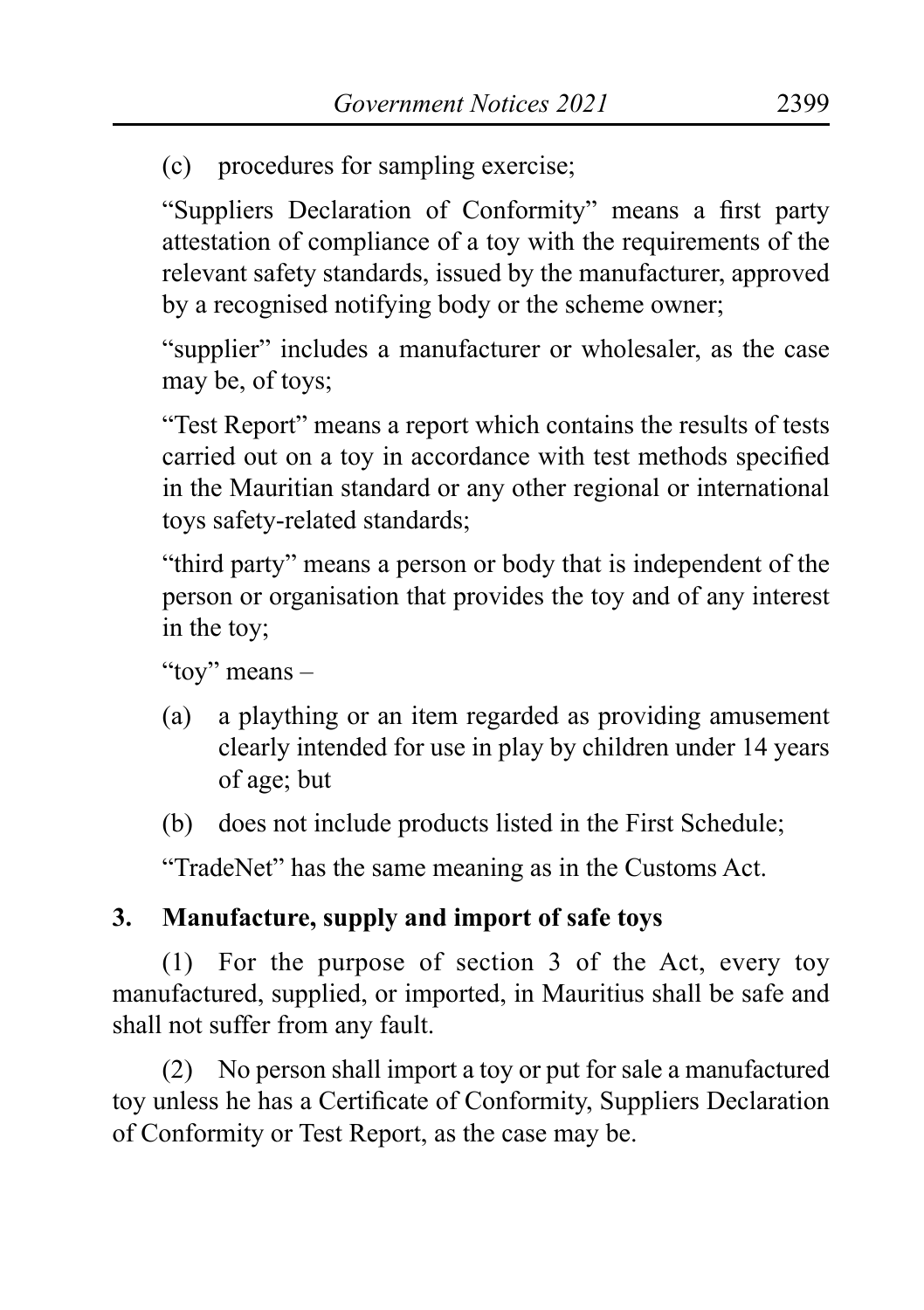(c) procedures for sampling exercise;

"Suppliers Declaration of Conformity" means a first party attestation of compliance of a toy with the requirements of the relevant safety standards, issued by the manufacturer, approved by a recognised notifying body or the scheme owner;

"supplier" includes a manufacturer or wholesaler, as the case may be, of toys;

"Test Report" means a report which contains the results of tests carried out on a toy in accordance with test methods specified in the Mauritian standard or any other regional or international toys safety-related standards;

"third party" means a person or body that is independent of the person or organisation that provides the toy and of any interest in the toy;

"toy" means –

(a) a plaything or an item regarded as providing amusement clearly intended for use in play by children under 14 years of age; but

(b) does not include products listed in the First Schedule;

"TradeNet" has the same meaning as in the Customs Act.

**3. Manufacture, supply and import of safe toys**

(1) For the purpose of section 3 of the Act, every toy manufactured, supplied, or imported, in Mauritius shall be safe and shall not suffer from any fault.

(2) No person shall import a toy or put for sale a manufactured toy unless he has a Certificate of Conformity, Suppliers Declaration of Conformity or Test Report, as the case may be.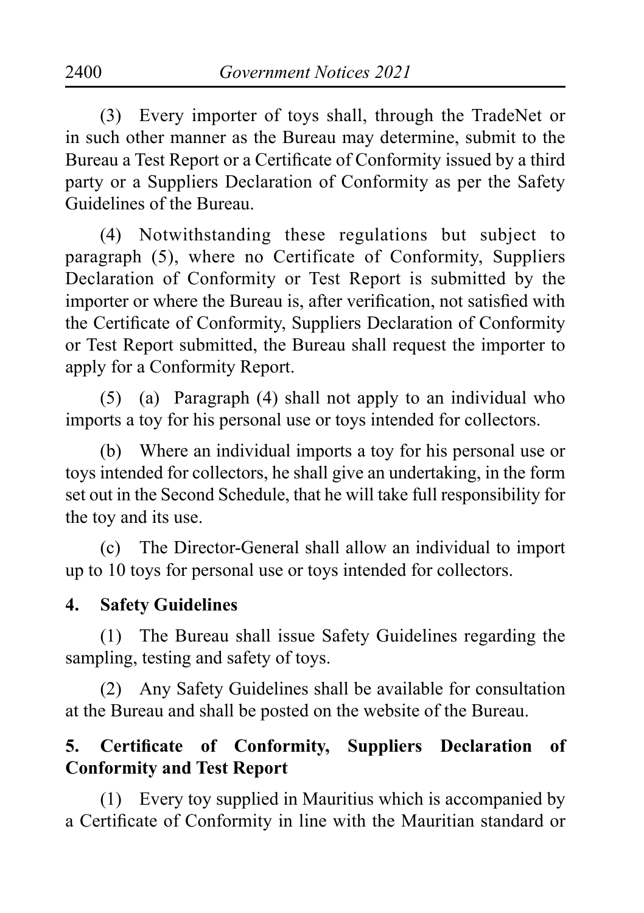(3) Every importer of toys shall, through the TradeNet or in such other manner as the Bureau may determine, submit to the Bureau a Test Report or a Certificate of Conformity issued by a third party or a Suppliers Declaration of Conformity as per the Safety Guidelines of the Bureau.

(4) Notwithstanding these regulations but subject to paragraph (5), where no Certificate of Conformity, Suppliers Declaration of Conformity or Test Report is submitted by the importer or where the Bureau is, after verification, not satisfied with the Certificate of Conformity, Suppliers Declaration of Conformity or Test Report submitted, the Bureau shall request the importer to apply for a Conformity Report.

(5) (a) Paragraph (4) shall not apply to an individual who imports a toy for his personal use or toys intended for collectors.

(b) Where an individual imports a toy for his personal use or toys intended for collectors, he shall give an undertaking, in the form set out in the Second Schedule, that he will take full responsibility for the toy and its use.

(c) The Director-General shall allow an individual to import up to 10 toys for personal use or toys intended for collectors.

**4. Safety Guidelines**

(1) The Bureau shall issue Safety Guidelines regarding the sampling, testing and safety of toys.

(2) Any Safety Guidelines shall be available for consultation at the Bureau and shall be posted on the website of the Bureau.

**5. Certificate of Conformity, Suppliers Declaration of Conformity and Test Report**

(1) Every toy supplied in Mauritius which is accompanied by a Certificate of Conformity in line with the Mauritian standard or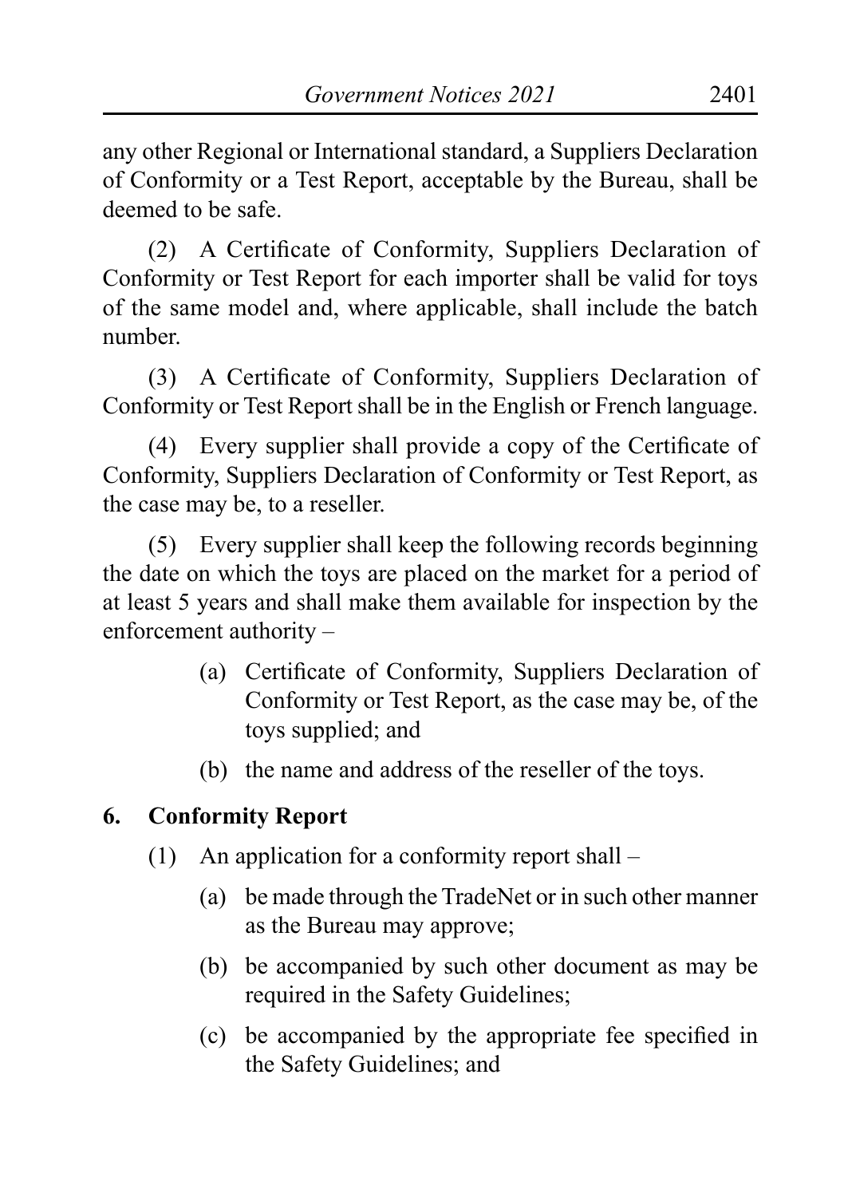any other Regional or International standard, a Suppliers Declaration of Conformity or a Test Report, acceptable by the Bureau, shall be deemed to be safe.

(2) A Certificate of Conformity, Suppliers Declaration of Conformity or Test Report for each importer shall be valid for toys of the same model and, where applicable, shall include the batch number.

(3) A Certificate of Conformity, Suppliers Declaration of Conformity or Test Report shall be in the English or French language.

(4) Every supplier shall provide a copy of the Certificate of Conformity, Suppliers Declaration of Conformity or Test Report, as the case may be, to a reseller.

(5) Every supplier shall keep the following records beginning the date on which the toys are placed on the market for a period of at least 5 years and shall make them available for inspection by the enforcement authority –

- (a) Certificate of Conformity, Suppliers Declaration of Conformity or Test Report, as the case may be, of the toys supplied; and
- (b) the name and address of the reseller of the toys.

**6. Conformity Report**

(1) An application for a conformity report shall –

- (a) be made through the TradeNet or in such other manner as the Bureau may approve;
- (b) be accompanied by such other document as may be required in the Safety Guidelines;
- (c) be accompanied by the appropriate fee specified in the Safety Guidelines; and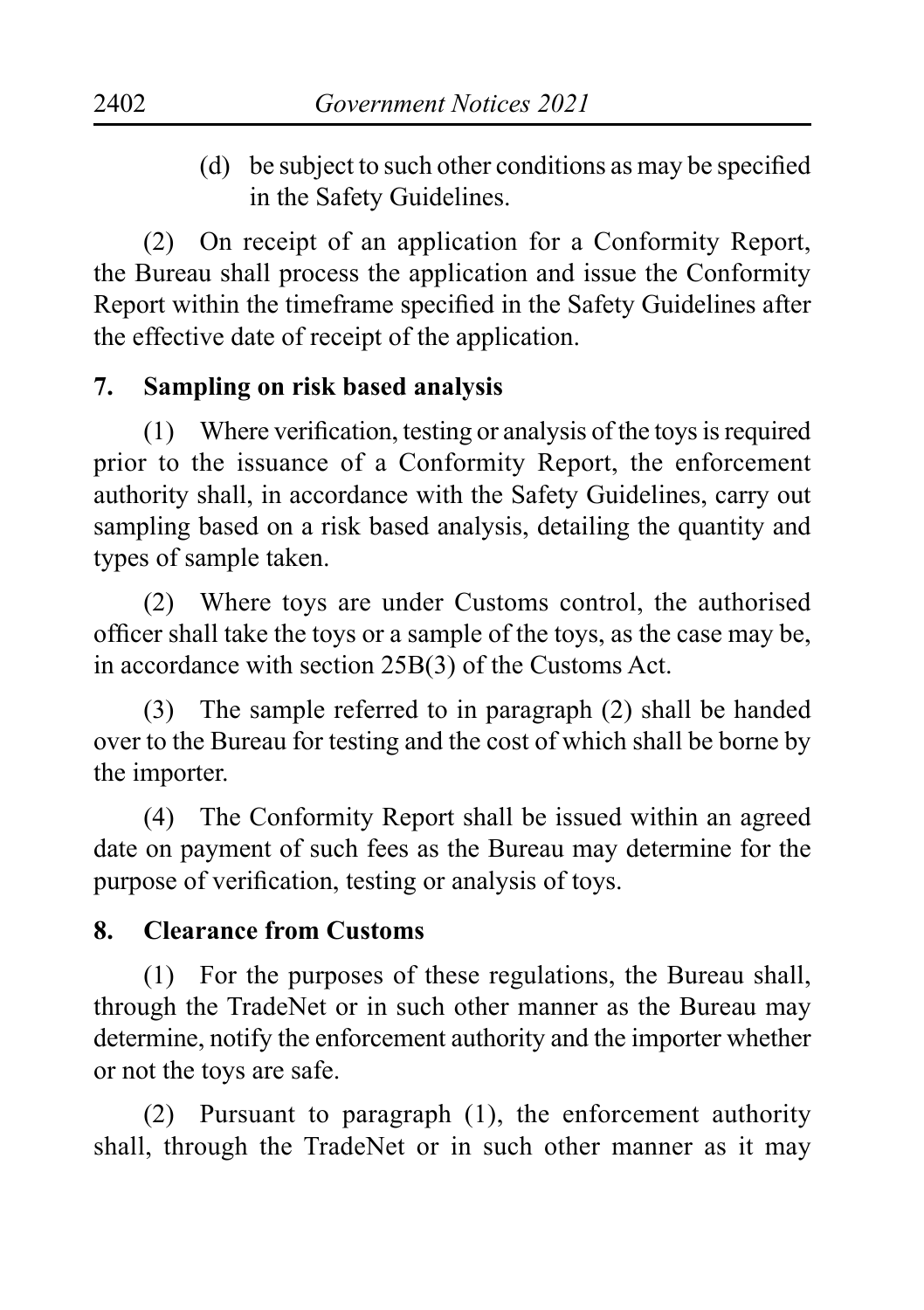(d) be subject to such other conditions as may be specified in the Safety Guidelines.

(2) On receipt of an application for a Conformity Report, the Bureau shall process the application and issue the Conformity Report within the timeframe specified in the Safety Guidelines after the effective date of receipt of the application.

**7. Sampling on risk based analysis**

(1) Where verification, testing or analysis of the toys is required prior to the issuance of a Conformity Report, the enforcement authority shall, in accordance with the Safety Guidelines, carry out sampling based on a risk based analysis, detailing the quantity and types of sample taken.

(2) Where toys are under Customs control, the authorised officer shall take the toys or a sample of the toys, as the case may be, in accordance with section 25B(3) of the Customs Act.

(3) The sample referred to in paragraph (2) shall be handed over to the Bureau for testing and the cost of which shall be borne by the importer.

(4) The Conformity Report shall be issued within an agreed date on payment of such fees as the Bureau may determine for the purpose of verification, testing or analysis of toys.

**8. Clearance from Customs**

(1) For the purposes of these regulations, the Bureau shall, through the TradeNet or in such other manner as the Bureau may determine, notify the enforcement authority and the importer whether or not the toys are safe.

(2) Pursuant to paragraph (1), the enforcement authority shall, through the TradeNet or in such other manner as it may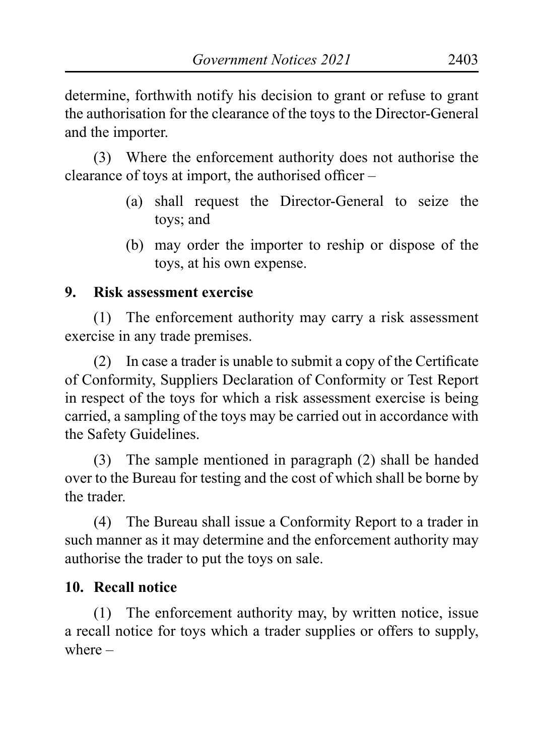determine, forthwith notify his decision to grant or refuse to grant the authorisation for the clearance of the toys to the Director-General and the importer.

(3) Where the enforcement authority does not authorise the clearance of toys at import, the authorised officer –

- (a) shall request the Director-General to seize the toys; and
- (b) may order the importer to reship or dispose of the toys, at his own expense.

**9. Risk assessment exercise**

(1) The enforcement authority may carry a risk assessment exercise in any trade premises.

(2) In case a trader is unable to submit a copy of the Certificate of Conformity, Suppliers Declaration of Conformity or Test Report in respect of the toys for which a risk assessment exercise is being carried, a sampling of the toys may be carried out in accordance with the Safety Guidelines.

(3) The sample mentioned in paragraph (2) shall be handed over to the Bureau for testing and the cost of which shall be borne by the trader.

(4) The Bureau shall issue a Conformity Report to a trader in such manner as it may determine and the enforcement authority may authorise the trader to put the toys on sale.

**10. Recall notice**

(1) The enforcement authority may, by written notice, issue a recall notice for toys which a trader supplies or offers to supply, where –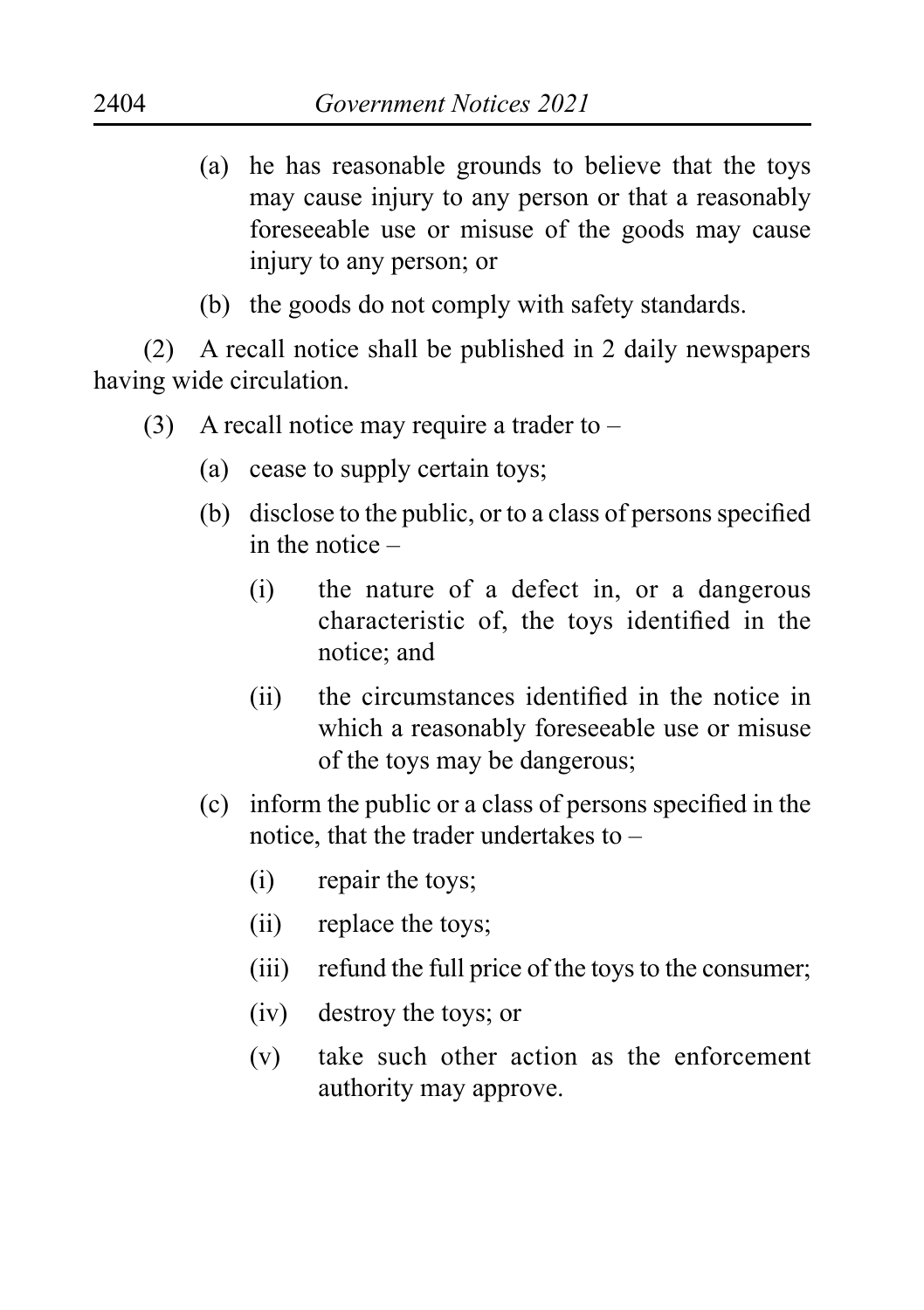(a) he has reasonable grounds to believe that the toys may cause injury to any person or that a reasonably foreseeable use or misuse of the goods may cause injury to any person; or

(b) the goods do not comply with safety standards.

(2) A recall notice shall be published in 2 daily newspapers having wide circulation.

(3) A recall notice may require a trader to –

(a) cease to supply certain toys;

(b) disclose to the public, or to a class of persons specified in the notice –

(i) the nature of a defect in, or a dangerous characteristic of, the toys identified in the notice; and

(ii) the circumstances identified in the notice in which a reasonably foreseeable use or misuse of the toys may be dangerous;

(c) inform the public or a class of persons specified in the notice, that the trader undertakes to –

(i) repair the toys;

(ii) replace the toys;

(iii) refund the full price of the toys to the consumer;

(iv) destroy the toys; or

(v) take such other action as the enforcement authority may approve.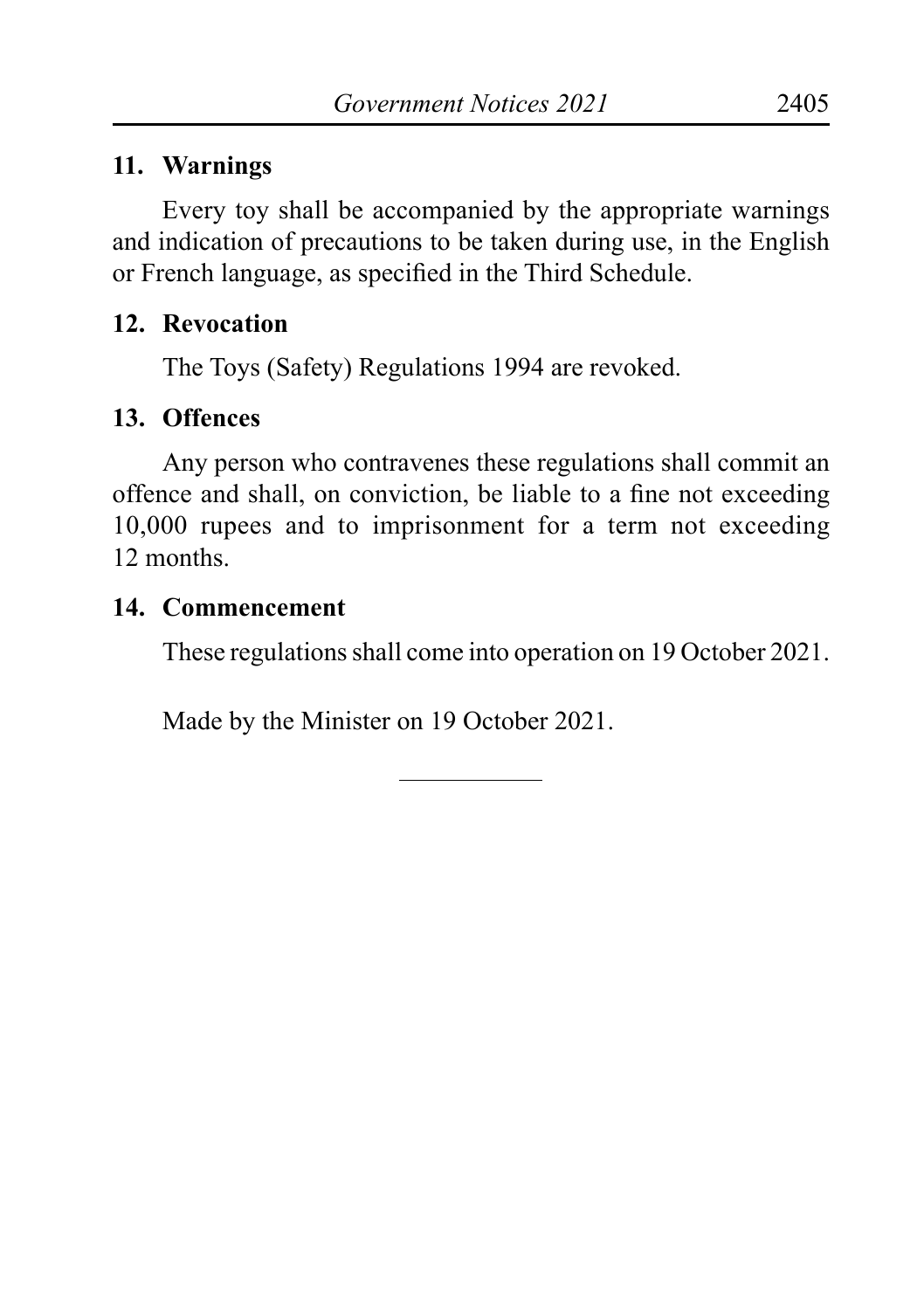### 11. Warnings

Every toy shall be accompanied by the appropriate warnings and indication of precautions to be taken during use, in the English or French language, as specified in the Third Schedule.

### 12. Revocation

The Toys (Safety) Regulations 1994 are revoked.

### 13. Offences

Any person who contravenes these regulations shall commit an offence and shall, on conviction, be liable to a fine not exceeding 10,000 rupees and to imprisonment for a term not exceeding 12 months.

### 14. Commencement

These regulations shall come into operation on 19 October 2021.

Made by the Minister on 19 October 2021.

---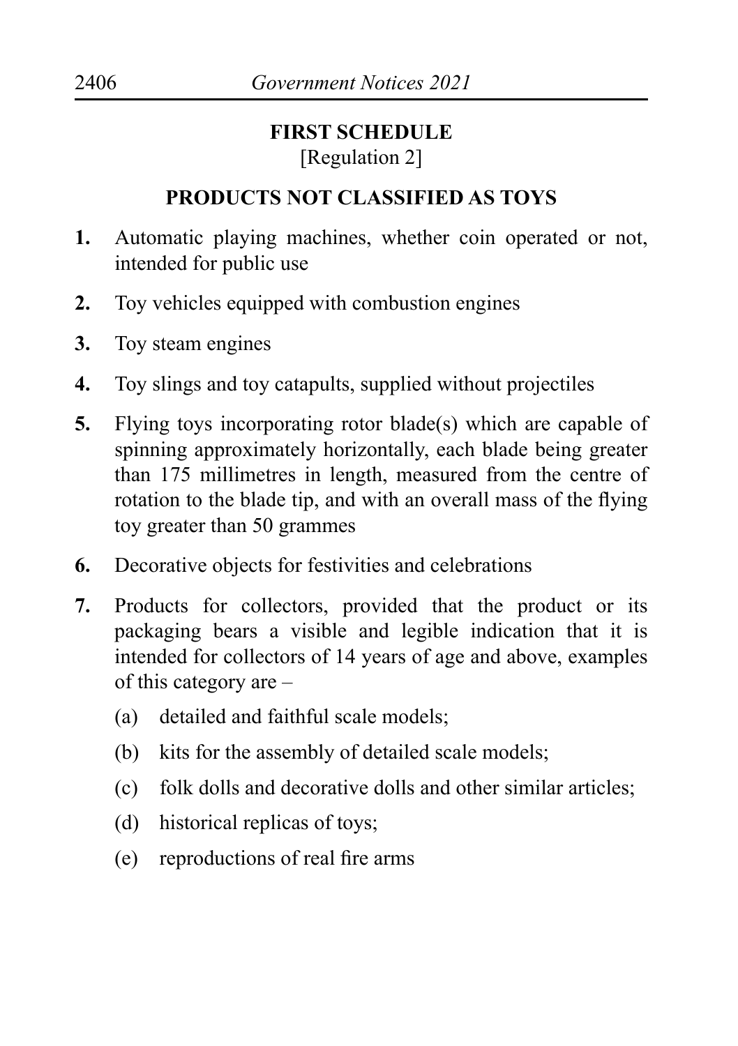## FIRST SCHEDULE

[Regulation 2]

## PRODUCTS NOT CLASSIFIED AS TOYS

**1.** Automatic playing machines, whether coin operated or not, intended for public use

**2.** Toy vehicles equipped with combustion engines

**3.** Toy steam engines

**4.** Toy slings and toy catapults, supplied without projectiles

**5.** Flying toys incorporating rotor blade(s) which are capable of spinning approximately horizontally, each blade being greater than 175 millimetres in length, measured from the centre of rotation to the blade tip, and with an overall mass of the flying toy greater than 50 grammes

**6.** Decorative objects for festivities and celebrations

**7.** Products for collectors, provided that the product or its packaging bears a visible and legible indication that it is intended for collectors of 14 years of age and above, examples of this category are –

(a) detailed and faithful scale models;

(b) kits for the assembly of detailed scale models;

(c) folk dolls and decorative dolls and other similar articles;

(d) historical replicas of toys;

(e) reproductions of real fire arms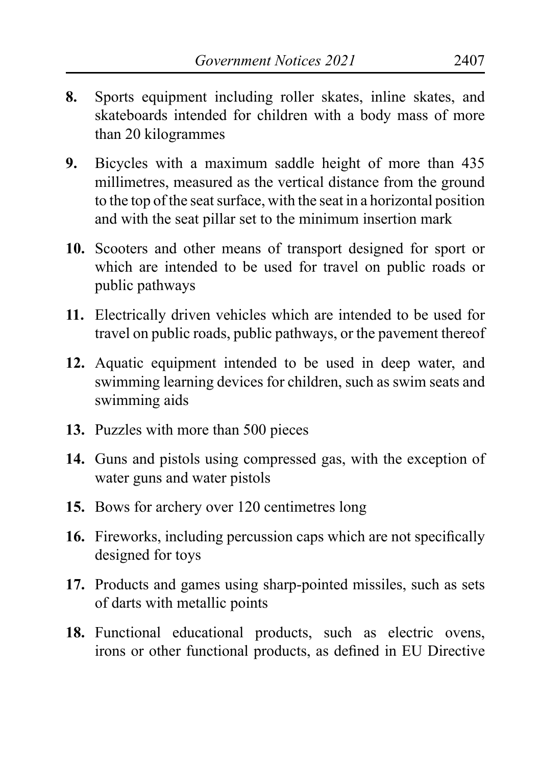**8.** Sports equipment including roller skates, inline skates, and skateboards intended for children with a body mass of more than 20 kilogrammes

**9.** Bicycles with a maximum saddle height of more than 435 millimetres, measured as the vertical distance from the ground to the top of the seat surface, with the seat in a horizontal position and with the seat pillar set to the minimum insertion mark

**10.** Scooters and other means of transport designed for sport or which are intended to be used for travel on public roads or public pathways

**11.** Electrically driven vehicles which are intended to be used for travel on public roads, public pathways, or the pavement thereof

**12.** Aquatic equipment intended to be used in deep water, and swimming learning devices for children, such as swim seats and swimming aids

**13.** Puzzles with more than 500 pieces

**14.** Guns and pistols using compressed gas, with the exception of water guns and water pistols

**15.** Bows for archery over 120 centimetres long

**16.** Fireworks, including percussion caps which are not specifically designed for toys

**17.** Products and games using sharp-pointed missiles, such as sets of darts with metallic points

**18.** Functional educational products, such as electric ovens, irons or other functional products, as defined in EU Directive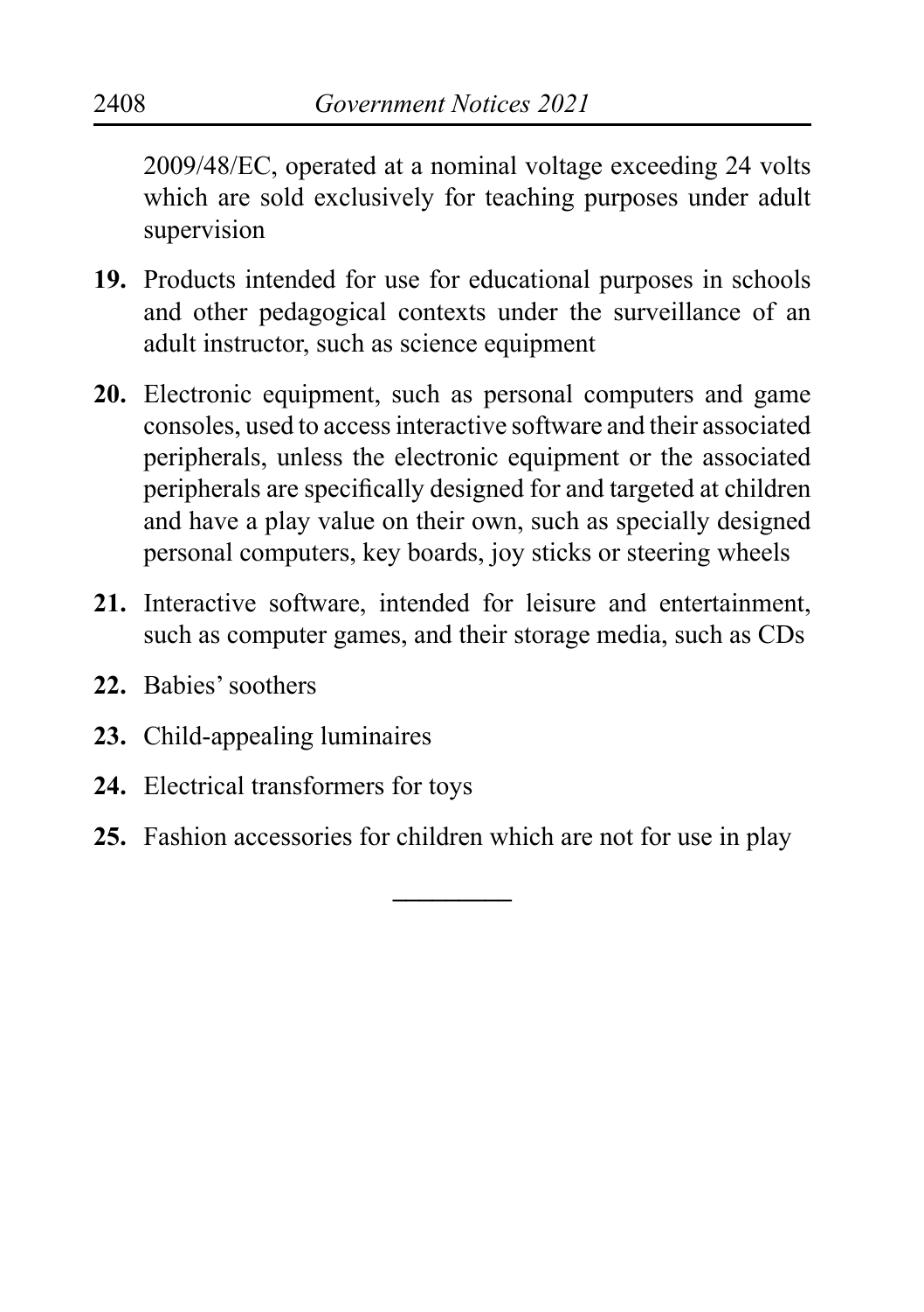2009/48/EC, operated at a nominal voltage exceeding 24 volts which are sold exclusively for teaching purposes under adult supervision

**19.** Products intended for use for educational purposes in schools and other pedagogical contexts under the surveillance of an adult instructor, such as science equipment

**20.** Electronic equipment, such as personal computers and game consoles, used to access interactive software and their associated peripherals, unless the electronic equipment or the associated peripherals are specifically designed for and targeted at children and have a play value on their own, such as specially designed personal computers, key boards, joy sticks or steering wheels

**21.** Interactive software, intended for leisure and entertainment, such as computer games, and their storage media, such as CDs

**22.** Babies' soothers

**23.** Child-appealing luminaires

**24.** Electrical transformers for toys

**25.** Fashion accessories for children which are not for use in play

---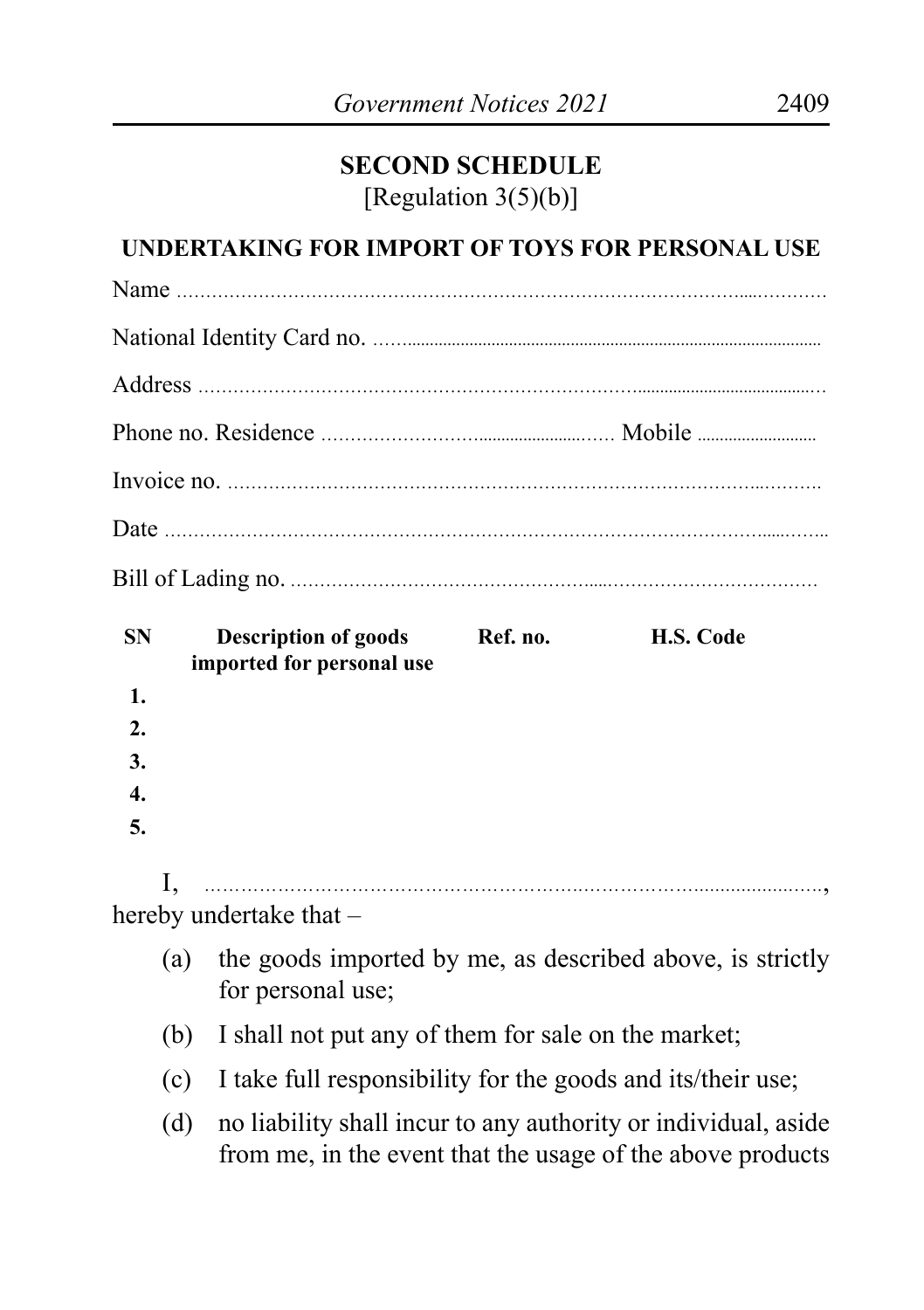## SECOND SCHEDULE

[Regulation 3(5)(b)]

### UNDERTAKING FOR IMPORT OF TOYS FOR PERSONAL USE

Name ..............................................................................................................

National Identity Card no. ....................................................................................

Address ..........................................................................................................

Phone no. Residence ................................................ Mobile ........................

Invoice no. ......................................................................................................

Date ...............................................................................................................

Bill of Lading no. ...............................................................................................

| SN | Description of goods imported for personal use | Ref. no. | H.S. Code |
|---|---|---|---|
| 1. | | | |
| 2. | | | |
| 3. | | | |
| 4. | | | |
| 5. | | | |

I, ..............................................................................................................., hereby undertake that –

(a) the goods imported by me, as described above, is strictly for personal use;

(b) I shall not put any of them for sale on the market;

(c) I take full responsibility for the goods and its/their use;

(d) no liability shall incur to any authority or individual, aside from me, in the event that the usage of the above products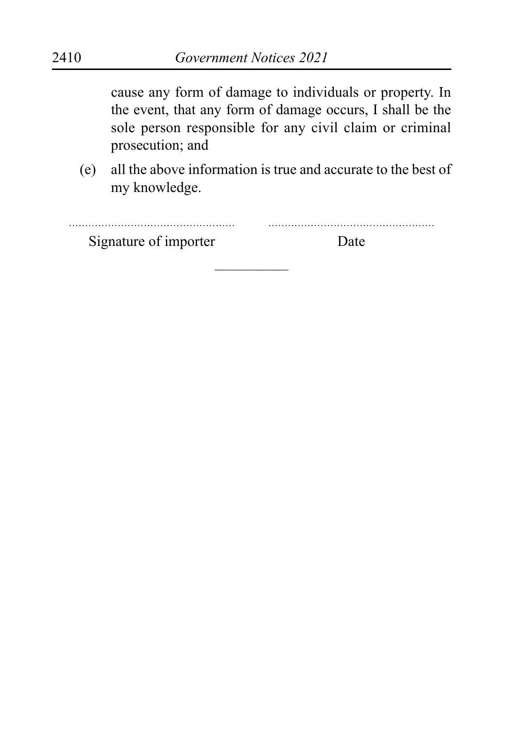cause any form of damage to individuals or property. In the event, that any form of damage occurs, I shall be the sole person responsible for any civil claim or criminal prosecution; and

(e) all the above information is true and accurate to the best of my knowledge.

.................................................. ..................................................

Signature of importer Date

\_\_\_\_\_\_\_\_\_\_\_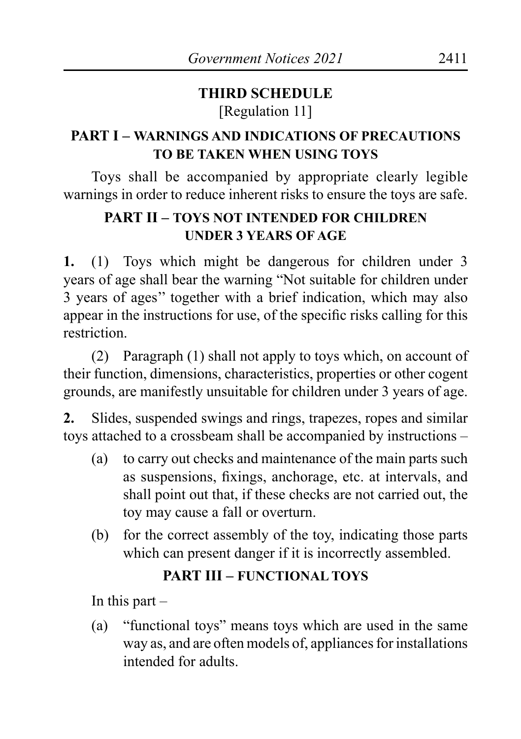## THIRD SCHEDULE

[Regulation 11]

### PART I – WARNINGS AND INDICATIONS OF PRECAUTIONS TO BE TAKEN WHEN USING TOYS

Toys shall be accompanied by appropriate clearly legible warnings in order to reduce inherent risks to ensure the toys are safe.

### PART II – TOYS NOT INTENDED FOR CHILDREN UNDER 3 YEARS OF AGE

**1.** (1) Toys which might be dangerous for children under 3 years of age shall bear the warning "Not suitable for children under 3 years of ages'' together with a brief indication, which may also appear in the instructions for use, of the specific risks calling for this restriction.

(2) Paragraph (1) shall not apply to toys which, on account of their function, dimensions, characteristics, properties or other cogent grounds, are manifestly unsuitable for children under 3 years of age.

**2.** Slides, suspended swings and rings, trapezes, ropes and similar toys attached to a crossbeam shall be accompanied by instructions –

(a) to carry out checks and maintenance of the main parts such as suspensions, fixings, anchorage, etc. at intervals, and shall point out that, if these checks are not carried out, the toy may cause a fall or overturn.

(b) for the correct assembly of the toy, indicating those parts which can present danger if it is incorrectly assembled.

### PART III – FUNCTIONAL TOYS

In this part –

(a) "functional toys" means toys which are used in the same way as, and are often models of, appliances for installations intended for adults.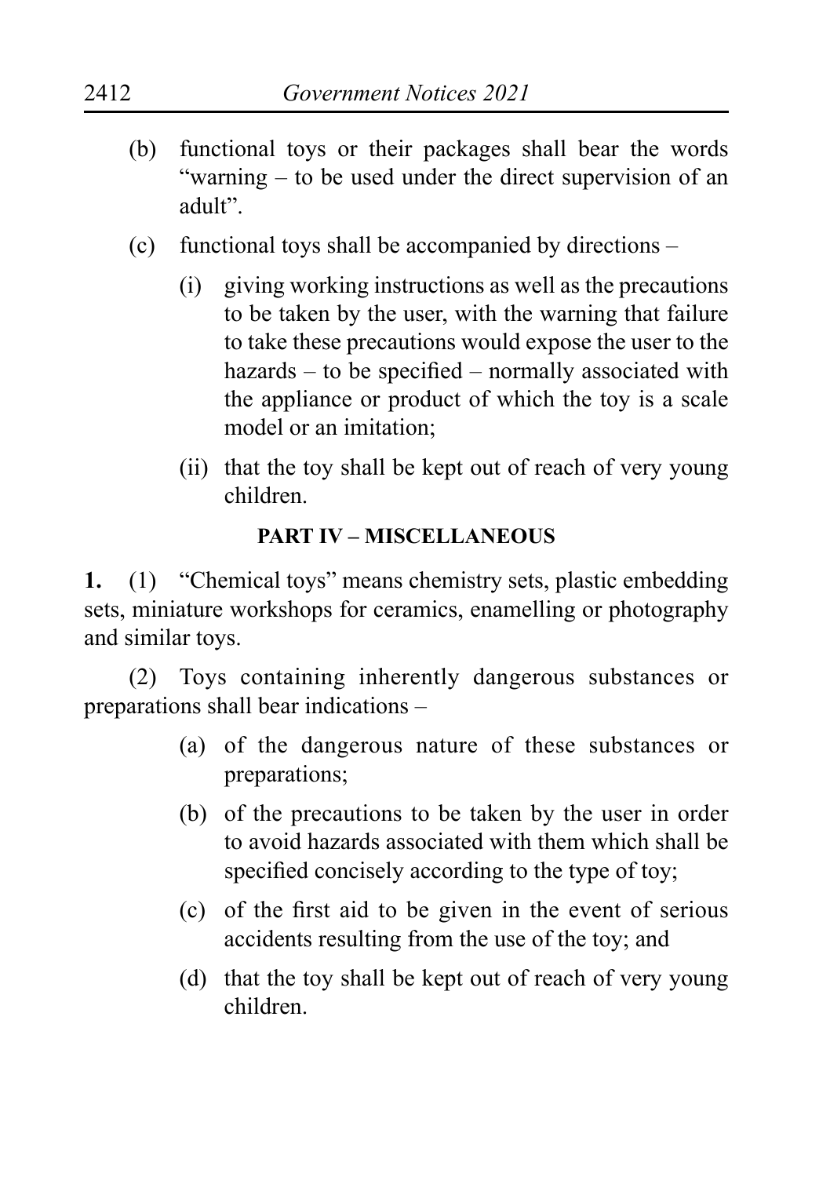(b) functional toys or their packages shall bear the words "warning – to be used under the direct supervision of an adult".

(c) functional toys shall be accompanied by directions –

  (i) giving working instructions as well as the precautions to be taken by the user, with the warning that failure to take these precautions would expose the user to the hazards – to be specified – normally associated with the appliance or product of which the toy is a scale model or an imitation;

  (ii) that the toy shall be kept out of reach of very young children.

**PART IV – MISCELLANEOUS**

**1.** (1) "Chemical toys" means chemistry sets, plastic embedding sets, miniature workshops for ceramics, enamelling or photography and similar toys.

(2) Toys containing inherently dangerous substances or preparations shall bear indications –

  (a) of the dangerous nature of these substances or preparations;

  (b) of the precautions to be taken by the user in order to avoid hazards associated with them which shall be specified concisely according to the type of toy;

  (c) of the first aid to be given in the event of serious accidents resulting from the use of the toy; and

  (d) that the toy shall be kept out of reach of very young children.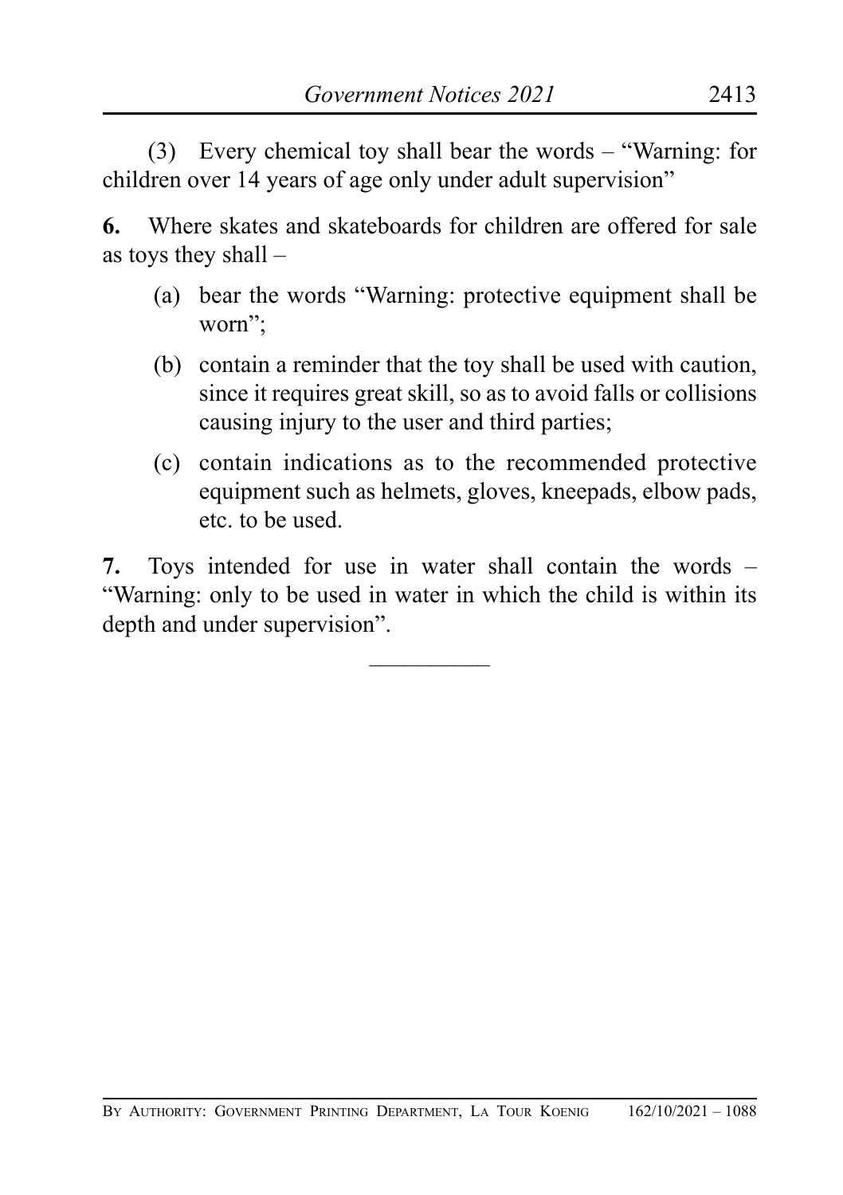(3) Every chemical toy shall bear the words – "Warning: for children over 14 years of age only under adult supervision"

**6.** Where skates and skateboards for children are offered for sale as toys they shall –

(a) bear the words "Warning: protective equipment shall be worn";

(b) contain a reminder that the toy shall be used with caution, since it requires great skill, so as to avoid falls or collisions causing injury to the user and third parties;

(c) contain indications as to the recommended protective equipment such as helmets, gloves, kneepads, elbow pads, etc. to be used.

**7.** Toys intended for use in water shall contain the words – "Warning: only to be used in water in which the child is within its depth and under supervision".

---

By Authority: Government Printing Department, La Tour Koenig 162/10/2021 – 1088